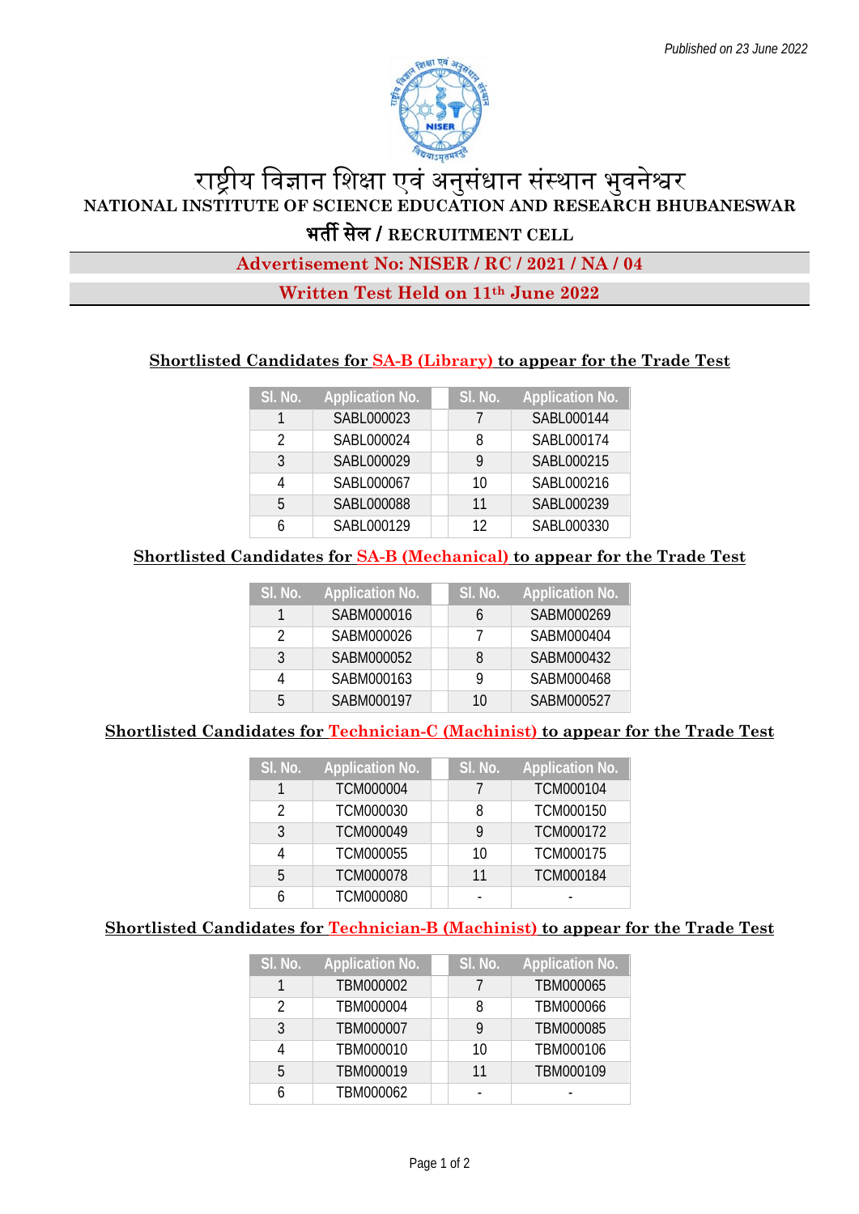*Published on 23 June 2022*

# राष्ट्रीय विज्ञान शिक्षा एवं अनुसंधान संस्थान भुवनेश्वर

## NATIONAL INSTITUTE OF SCIENCE EDUCATION AND RESEARCH BHUBANESWAR

## भर्ती सेल / RECRUITMENT CELL

**Advertisement No: NISER / RC / 2021 / NA / 04**

**Written Test Held on 11th June 2022**

### Shortlisted Candidates for SA-B (Library) to appear for the Trade Test

| Sl. No. | Application No. | | Sl. No. | Application No. |
|---|---|---|---|---|
| 1 | SABL000023 | | 7 | SABL000144 |
| 2 | SABL000024 | | 8 | SABL000174 |
| 3 | SABL000029 | | 9 | SABL000215 |
| 4 | SABL000067 | | 10 | SABL000216 |
| 5 | SABL000088 | | 11 | SABL000239 |
| 6 | SABL000129 | | 12 | SABL000330 |

### Shortlisted Candidates for SA-B (Mechanical) to appear for the Trade Test

| Sl. No. | Application No. | | Sl. No. | Application No. |
|---|---|---|---|---|
| 1 | SABM000016 | | 6 | SABM000269 |
| 2 | SABM000026 | | 7 | SABM000404 |
| 3 | SABM000052 | | 8 | SABM000432 |
| 4 | SABM000163 | | 9 | SABM000468 |
| 5 | SABM000197 | | 10 | SABM000527 |

### Shortlisted Candidates for Technician-C (Machinist) to appear for the Trade Test

| Sl. No. | Application No. | | Sl. No. | Application No. |
|---|---|---|---|---|
| 1 | TCM000004 | | 7 | TCM000104 |
| 2 | TCM000030 | | 8 | TCM000150 |
| 3 | TCM000049 | | 9 | TCM000172 |
| 4 | TCM000055 | | 10 | TCM000175 |
| 5 | TCM000078 | | 11 | TCM000184 |
| 6 | TCM000080 | | - | - |

### Shortlisted Candidates for Technician-B (Machinist) to appear for the Trade Test

| Sl. No. | Application No. | | Sl. No. | Application No. |
|---|---|---|---|---|
| 1 | TBM000002 | | 7 | TBM000065 |
| 2 | TBM000004 | | 8 | TBM000066 |
| 3 | TBM000007 | | 9 | TBM000085 |
| 4 | TBM000010 | | 10 | TBM000106 |
| 5 | TBM000019 | | 11 | TBM000109 |
| 6 | TBM000062 | | - | - |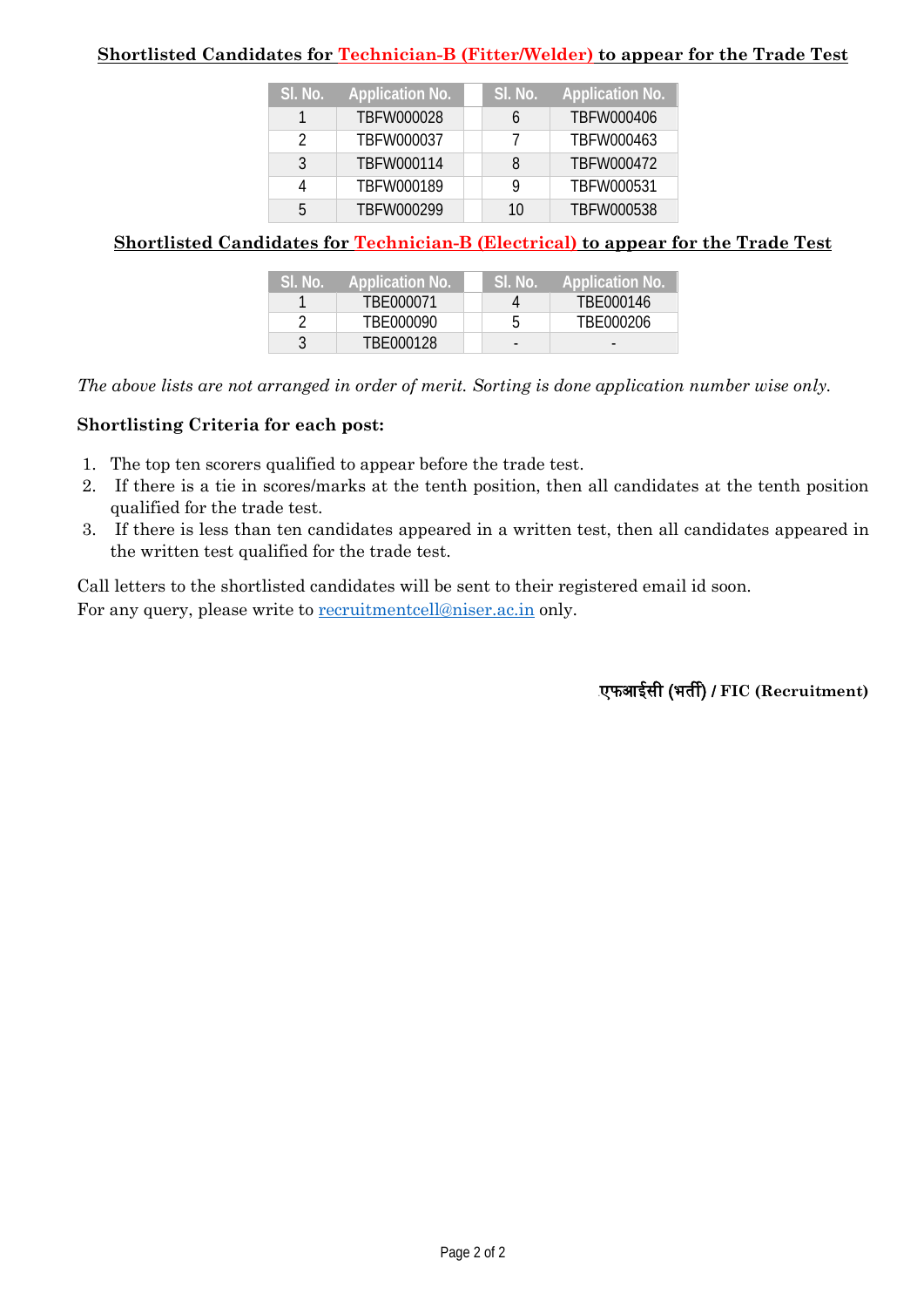**Shortlisted Candidates for Technician-B (Fitter/Welder) to appear for the Trade Test**

| Sl. No. | Application No. | | Sl. No. | Application No. |
|---|---|---|---|---|
| 1 | TBFW000028 | | 6 | TBFW000406 |
| 2 | TBFW000037 | | 7 | TBFW000463 |
| 3 | TBFW000114 | | 8 | TBFW000472 |
| 4 | TBFW000189 | | 9 | TBFW000531 |
| 5 | TBFW000299 | | 10 | TBFW000538 |

**Shortlisted Candidates for Technician-B (Electrical) to appear for the Trade Test**

| Sl. No. | Application No. | | Sl. No. | Application No. |
|---|---|---|---|---|
| 1 | TBE000071 | | 4 | TBE000146 |
| 2 | TBE000090 | | 5 | TBE000206 |
| 3 | TBE000128 | | - | - |

*The above lists are not arranged in order of merit. Sorting is done application number wise only.*

**Shortlisting Criteria for each post:**

1. The top ten scorers qualified to appear before the trade test.
2. If there is a tie in scores/marks at the tenth position, then all candidates at the tenth position qualified for the trade test.
3. If there is less than ten candidates appeared in a written test, then all candidates appeared in the written test qualified for the trade test.

Call letters to the shortlisted candidates will be sent to their registered email id soon.
For any query, please write to recruitmentcell@niser.ac.in only.

**एफआईसी (भर्ती) / FIC (Recruitment)**